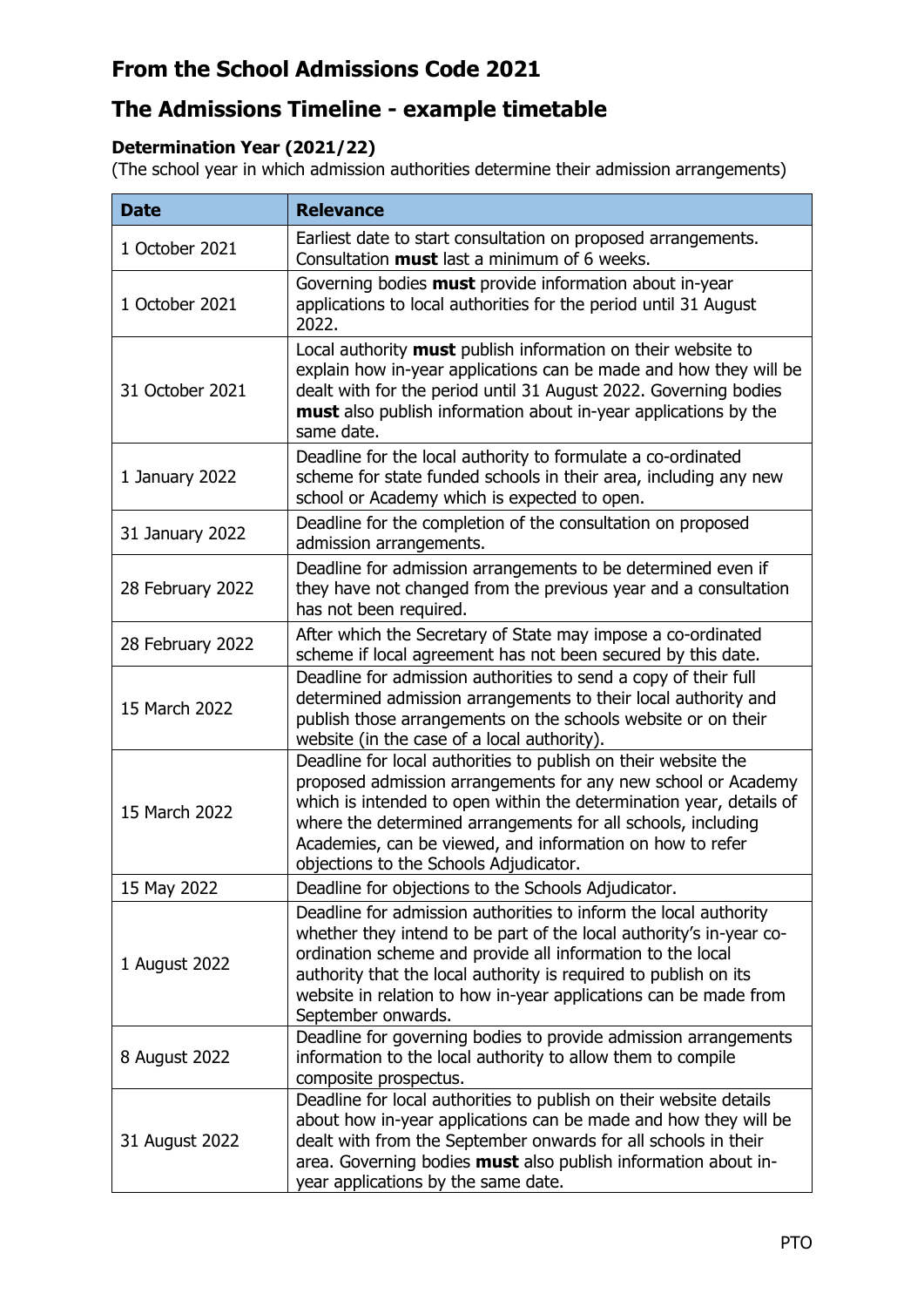# From the School Admissions Code 2021

# The Admissions Timeline - example timetable

### Determination Year (2021/22)

(The school year in which admission authorities determine their admission arrangements)

| Date | Relevance |
|---|---|
| 1 October 2021 | Earliest date to start consultation on proposed arrangements. Consultation **must** last a minimum of 6 weeks. |
| 1 October 2021 | Governing bodies **must** provide information about in-year applications to local authorities for the period until 31 August 2022. |
| 31 October 2021 | Local authority **must** publish information on their website to explain how in-year applications can be made and how they will be dealt with for the period until 31 August 2022. Governing bodies **must** also publish information about in-year applications by the same date. |
| 1 January 2022 | Deadline for the local authority to formulate a co-ordinated scheme for state funded schools in their area, including any new school or Academy which is expected to open. |
| 31 January 2022 | Deadline for the completion of the consultation on proposed admission arrangements. |
| 28 February 2022 | Deadline for admission arrangements to be determined even if they have not changed from the previous year and a consultation has not been required. |
| 28 February 2022 | After which the Secretary of State may impose a co-ordinated scheme if local agreement has not been secured by this date. |
| 15 March 2022 | Deadline for admission authorities to send a copy of their full determined admission arrangements to their local authority and publish those arrangements on the schools website or on their website (in the case of a local authority). |
| 15 March 2022 | Deadline for local authorities to publish on their website the proposed admission arrangements for any new school or Academy which is intended to open within the determination year, details of where the determined arrangements for all schools, including Academies, can be viewed, and information on how to refer objections to the Schools Adjudicator. |
| 15 May 2022 | Deadline for objections to the Schools Adjudicator. |
| 1 August 2022 | Deadline for admission authorities to inform the local authority whether they intend to be part of the local authority's in-year co-ordination scheme and provide all information to the local authority that the local authority is required to publish on its website in relation to how in-year applications can be made from September onwards. |
| 8 August 2022 | Deadline for governing bodies to provide admission arrangements information to the local authority to allow them to compile composite prospectus. |
| 31 August 2022 | Deadline for local authorities to publish on their website details about how in-year applications can be made and how they will be dealt with from the September onwards for all schools in their area. Governing bodies **must** also publish information about in-year applications by the same date. |

PTO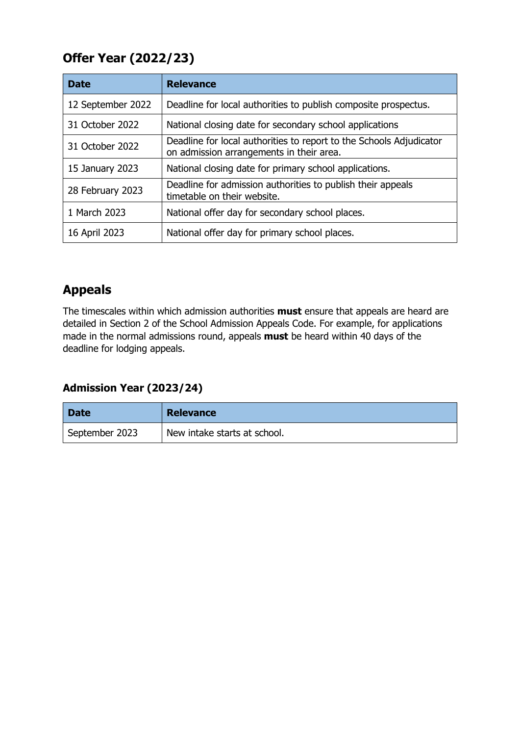## Offer Year (2022/23)

| Date | Relevance |
|---|---|
| 12 September 2022 | Deadline for local authorities to publish composite prospectus. |
| 31 October 2022 | National closing date for secondary school applications |
| 31 October 2022 | Deadline for local authorities to report to the Schools Adjudicator on admission arrangements in their area. |
| 15 January 2023 | National closing date for primary school applications. |
| 28 February 2023 | Deadline for admission authorities to publish their appeals timetable on their website. |
| 1 March 2023 | National offer day for secondary school places. |
| 16 April 2023 | National offer day for primary school places. |

## Appeals

The timescales within which admission authorities **must** ensure that appeals are heard are detailed in Section 2 of the School Admission Appeals Code. For example, for applications made in the normal admissions round, appeals **must** be heard within 40 days of the deadline for lodging appeals.

### Admission Year (2023/24)

| Date | Relevance |
|---|---|
| September 2023 | New intake starts at school. |